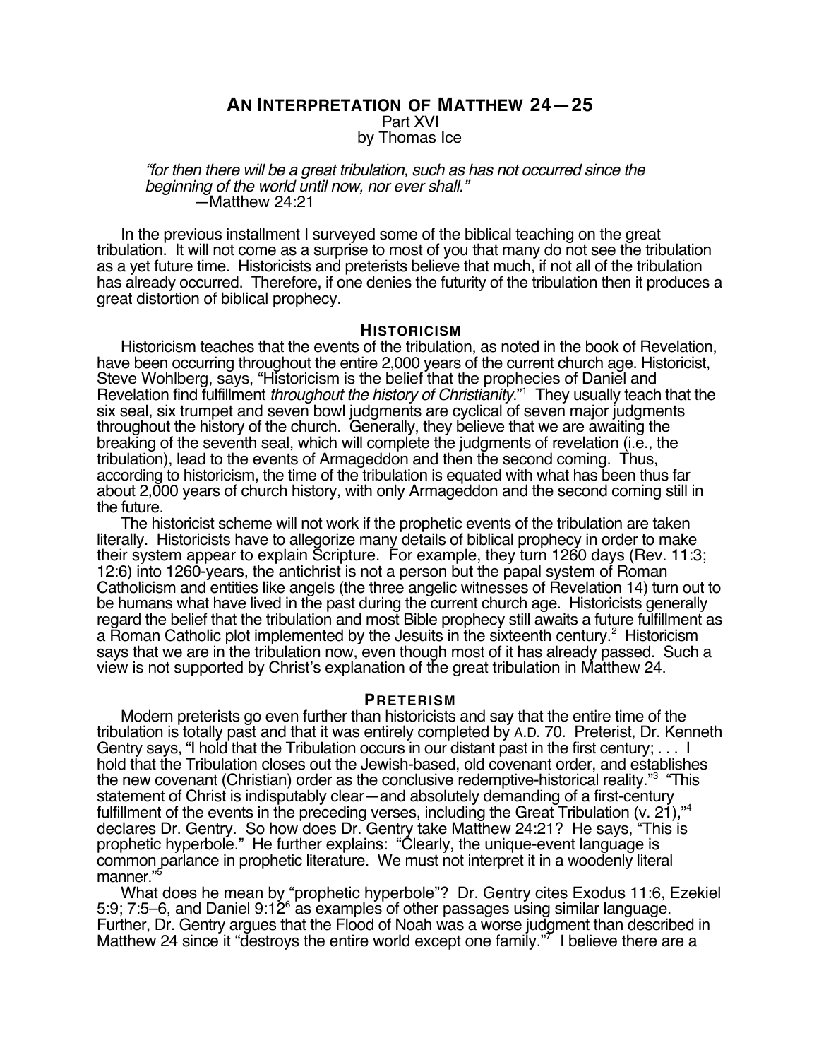# AN INTERPRETATION OF MATTHEW 24—25

Part XVI
by Thomas Ice

> *"for then there will be a great tribulation, such as has not occurred since the beginning of the world until now, nor ever shall."*
> —Matthew 24:21

In the previous installment I surveyed some of the biblical teaching on the great tribulation. It will not come as a surprise to most of you that many do not see the tribulation as a yet future time. Historicists and preterists believe that much, if not all of the tribulation has already occurred. Therefore, if one denies the futurity of the tribulation then it produces a great distortion of biblical prophecy.

## HISTORICISM

Historicism teaches that the events of the tribulation, as noted in the book of Revelation, have been occurring throughout the entire 2,000 years of the current church age. Historicist, Steve Wohlberg, says, "Historicism is the belief that the prophecies of Daniel and Revelation find fulfillment *throughout the history of Christianity*."[1] They usually teach that the six seal, six trumpet and seven bowl judgments are cyclical of seven major judgments throughout the history of the church. Generally, they believe that we are awaiting the breaking of the seventh seal, which will complete the judgments of revelation (i.e., the tribulation), lead to the events of Armageddon and then the second coming. Thus, according to historicism, the time of the tribulation is equated with what has been thus far about 2,000 years of church history, with only Armageddon and the second coming still in the future.

The historicist scheme will not work if the prophetic events of the tribulation are taken literally. Historicists have to allegorize many details of biblical prophecy in order to make their system appear to explain Scripture. For example, they turn 1260 days (Rev. 11:3; 12:6) into 1260-years, the antichrist is not a person but the papal system of Roman Catholicism and entities like angels (the three angelic witnesses of Revelation 14) turn out to be humans what have lived in the past during the current church age. Historicists generally regard the belief that the tribulation and most Bible prophecy still awaits a future fulfillment as a Roman Catholic plot implemented by the Jesuits in the sixteenth century.[2] Historicism says that we are in the tribulation now, even though most of it has already passed. Such a view is not supported by Christ's explanation of the great tribulation in Matthew 24.

## PRETERISM

Modern preterists go even further than historicists and say that the entire time of the tribulation is totally past and that it was entirely completed by A.D. 70. Preterist, Dr. Kenneth Gentry says, "I hold that the Tribulation occurs in our distant past in the first century; . . . I hold that the Tribulation closes out the Jewish-based, old covenant order, and establishes the new covenant (Christian) order as the conclusive redemptive-historical reality."[3] "This statement of Christ is indisputably clear—and absolutely demanding of a first-century fulfillment of the events in the preceding verses, including the Great Tribulation (v. 21),"[4] declares Dr. Gentry. So how does Dr. Gentry take Matthew 24:21? He says, "This is prophetic hyperbole." He further explains: "Clearly, the unique-event language is common parlance in prophetic literature. We must not interpret it in a woodenly literal manner."[5]

What does he mean by "prophetic hyperbole"? Dr. Gentry cites Exodus 11:6, Ezekiel 5:9; 7:5–6, and Daniel 9:12[6] as examples of other passages using similar language. Further, Dr. Gentry argues that the Flood of Noah was a worse judgment than described in Matthew 24 since it "destroys the entire world except one family."[7] I believe there are a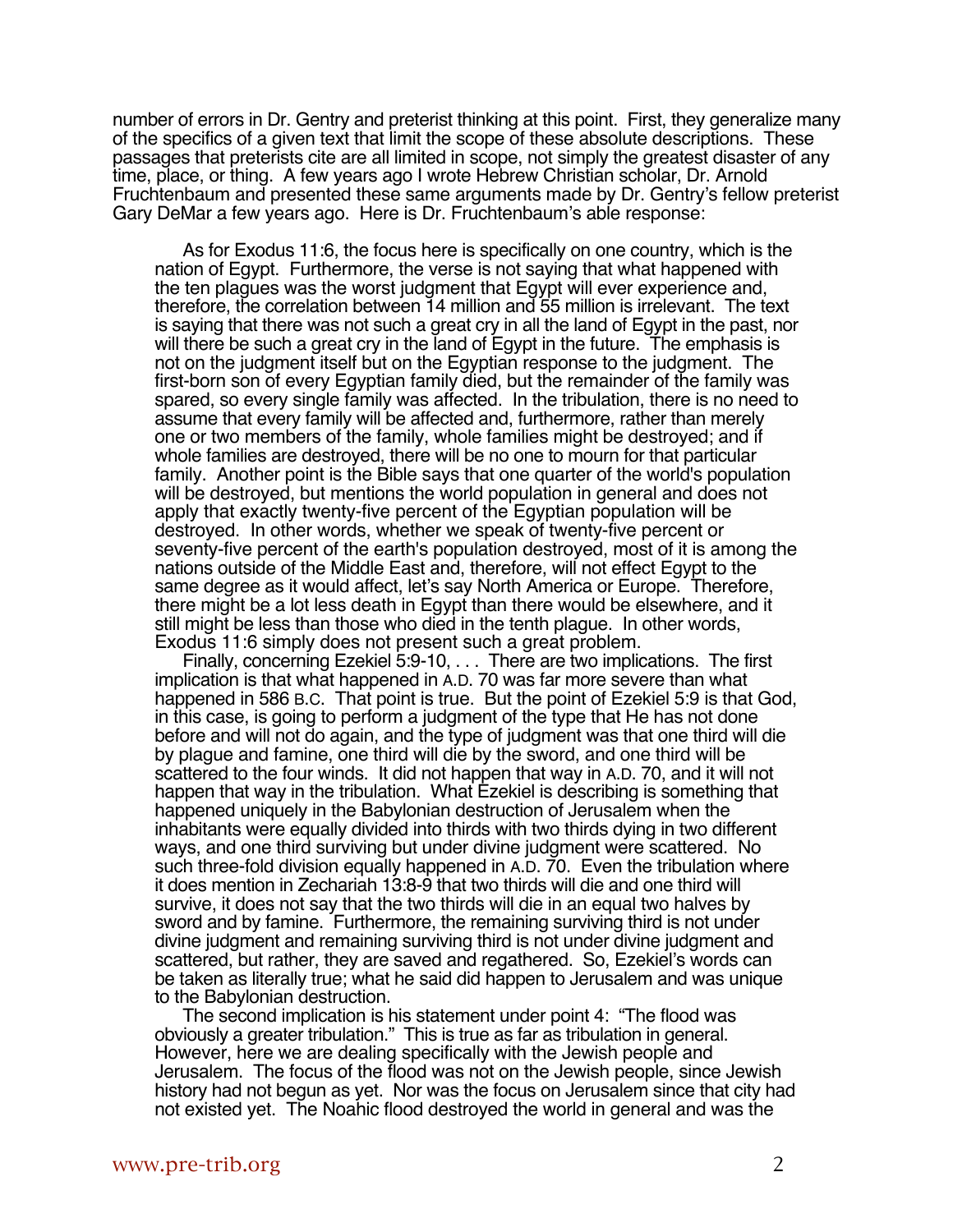number of errors in Dr. Gentry and preterist thinking at this point. First, they generalize many of the specifics of a given text that limit the scope of these absolute descriptions. These passages that preterists cite are all limited in scope, not simply the greatest disaster of any time, place, or thing. A few years ago I wrote Hebrew Christian scholar, Dr. Arnold Fruchtenbaum and presented these same arguments made by Dr. Gentry's fellow preterist Gary DeMar a few years ago. Here is Dr. Fruchtenbaum's able response:

> As for Exodus 11:6, the focus here is specifically on one country, which is the nation of Egypt. Furthermore, the verse is not saying that what happened with the ten plagues was the worst judgment that Egypt will ever experience and, therefore, the correlation between 14 million and 55 million is irrelevant. The text is saying that there was not such a great cry in all the land of Egypt in the past, nor will there be such a great cry in the land of Egypt in the future. The emphasis is not on the judgment itself but on the Egyptian response to the judgment. The first-born son of every Egyptian family died, but the remainder of the family was spared, so every single family was affected. In the tribulation, there is no need to assume that every family will be affected and, furthermore, rather than merely one or two members of the family, whole families might be destroyed; and if whole families are destroyed, there will be no one to mourn for that particular family. Another point is the Bible says that one quarter of the world's population will be destroyed, but mentions the world population in general and does not apply that exactly twenty-five percent of the Egyptian population will be destroyed. In other words, whether we speak of twenty-five percent or seventy-five percent of the earth's population destroyed, most of it is among the nations outside of the Middle East and, therefore, will not effect Egypt to the same degree as it would affect, let's say North America or Europe. Therefore, there might be a lot less death in Egypt than there would be elsewhere, and it still might be less than those who died in the tenth plague. In other words, Exodus 11:6 simply does not present such a great problem.
>
> Finally, concerning Ezekiel 5:9-10, . . . There are two implications. The first implication is that what happened in A.D. 70 was far more severe than what happened in 586 B.C. That point is true. But the point of Ezekiel 5:9 is that God, in this case, is going to perform a judgment of the type that He has not done before and will not do again, and the type of judgment was that one third will die by plague and famine, one third will die by the sword, and one third will be scattered to the four winds. It did not happen that way in A.D. 70, and it will not happen that way in the tribulation. What Ezekiel is describing is something that happened uniquely in the Babylonian destruction of Jerusalem when the inhabitants were equally divided into thirds with two thirds dying in two different ways, and one third surviving but under divine judgment were scattered. No such three-fold division equally happened in A.D. 70. Even the tribulation where it does mention in Zechariah 13:8-9 that two thirds will die and one third will survive, it does not say that the two thirds will die in an equal two halves by sword and by famine. Furthermore, the remaining surviving third is not under divine judgment and remaining surviving third is not under divine judgment and scattered, but rather, they are saved and regathered. So, Ezekiel's words can be taken as literally true; what he said did happen to Jerusalem and was unique to the Babylonian destruction.
>
> The second implication is his statement under point 4: "The flood was obviously a greater tribulation." This is true as far as tribulation in general. However, here we are dealing specifically with the Jewish people and Jerusalem. The focus of the flood was not on the Jewish people, since Jewish history had not begun as yet. Nor was the focus on Jerusalem since that city had not existed yet. The Noahic flood destroyed the world in general and was the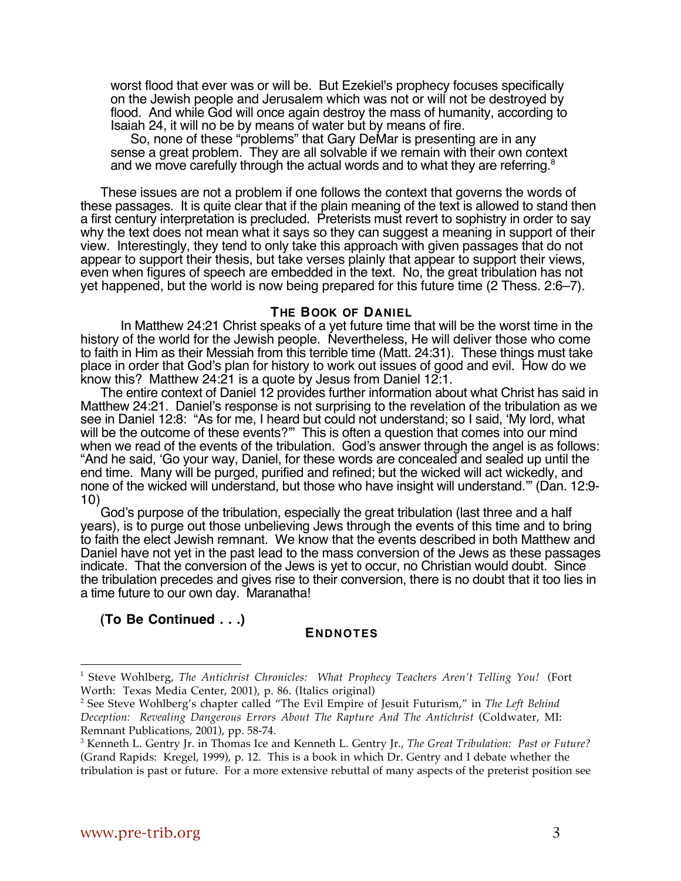worst flood that ever was or will be. But Ezekiel's prophecy focuses specifically on the Jewish people and Jerusalem which was not or will not be destroyed by flood. And while God will once again destroy the mass of humanity, according to Isaiah 24, it will no be by means of water but by means of fire.

So, none of these "problems" that Gary DeMar is presenting are in any sense a great problem. They are all solvable if we remain with their own context and we move carefully through the actual words and to what they are referring.[8]

These issues are not a problem if one follows the context that governs the words of these passages. It is quite clear that if the plain meaning of the text is allowed to stand then a first century interpretation is precluded. Preterists must revert to sophistry in order to say why the text does not mean what it says so they can suggest a meaning in support of their view. Interestingly, they tend to only take this approach with given passages that do not appear to support their thesis, but take verses plainly that appear to support their views, even when figures of speech are embedded in the text. No, the great tribulation has not yet happened, but the world is now being prepared for this future time (2 Thess. 2:6–7).

### THE BOOK OF DANIEL

In Matthew 24:21 Christ speaks of a yet future time that will be the worst time in the history of the world for the Jewish people. Nevertheless, He will deliver those who come to faith in Him as their Messiah from this terrible time (Matt. 24:31). These things must take place in order that God's plan for history to work out issues of good and evil. How do we know this? Matthew 24:21 is a quote by Jesus from Daniel 12:1.

The entire context of Daniel 12 provides further information about what Christ has said in Matthew 24:21. Daniel's response is not surprising to the revelation of the tribulation as we see in Daniel 12:8: "As for me, I heard but could not understand; so I said, 'My lord, what will be the outcome of these events?'" This is often a question that comes into our mind when we read of the events of the tribulation. God's answer through the angel is as follows: "And he said, 'Go your way, Daniel, for these words are concealed and sealed up until the end time. Many will be purged, purified and refined; but the wicked will act wickedly, and none of the wicked will understand, but those who have insight will understand.'" (Dan. 12:9-10)

God's purpose of the tribulation, especially the great tribulation (last three and a half years), is to purge out those unbelieving Jews through the events of this time and to bring to faith the elect Jewish remnant. We know that the events described in both Matthew and Daniel have not yet in the past lead to the mass conversion of the Jews as these passages indicate. That the conversion of the Jews is yet to occur, no Christian would doubt. Since the tribulation precedes and gives rise to their conversion, there is no doubt that it too lies in a time future to our own day. Maranatha!

**(To Be Continued . . .)**

### ENDNOTES

[1] Steve Wohlberg, *The Antichrist Chronicles: What Prophecy Teachers Aren't Telling You!* (Fort Worth: Texas Media Center, 2001), p. 86. (Italics original)

[2] See Steve Wohlberg's chapter called "The Evil Empire of Jesuit Futurism," in *The Left Behind Deception: Revealing Dangerous Errors About The Rapture And The Antichrist* (Coldwater, MI: Remnant Publications, 2001), pp. 58-74.

[3] Kenneth L. Gentry Jr. in Thomas Ice and Kenneth L. Gentry Jr., *The Great Tribulation: Past or Future?* (Grand Rapids: Kregel, 1999), p. 12. This is a book in which Dr. Gentry and I debate whether the tribulation is past or future. For a more extensive rebuttal of many aspects of the preterist position see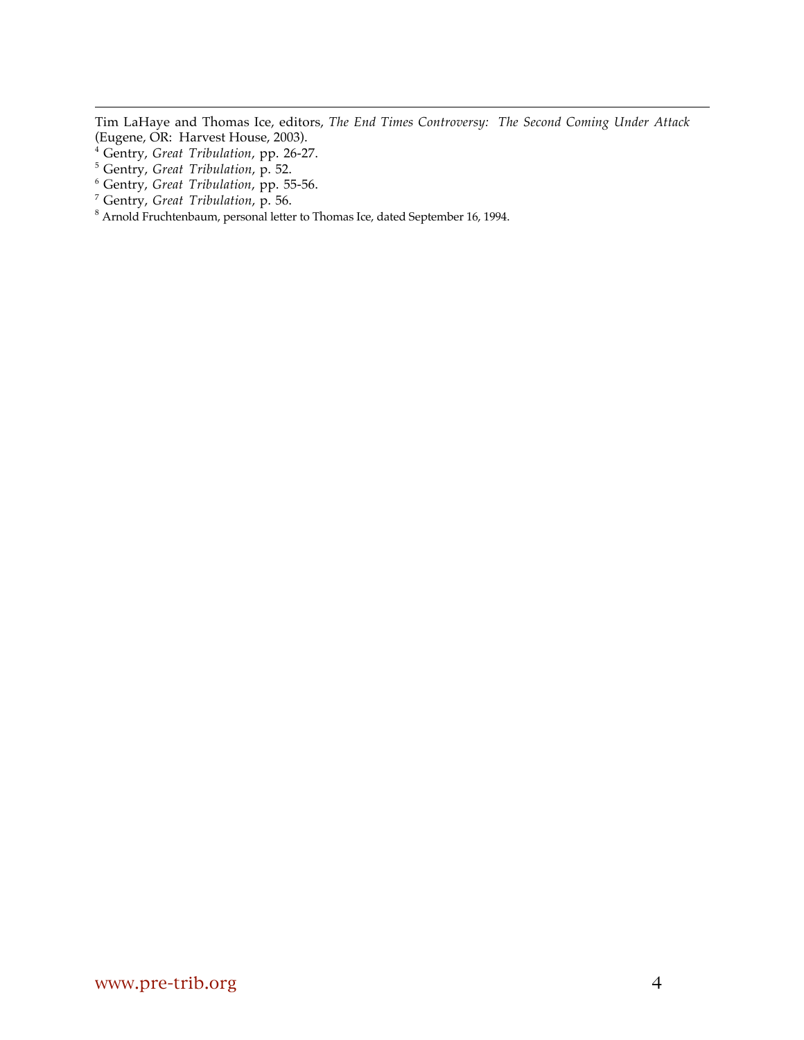---

Tim LaHaye and Thomas Ice, editors, *The End Times Controversy: The Second Coming Under Attack* (Eugene, OR: Harvest House, 2003).

[4] Gentry, *Great Tribulation*, pp. 26-27.

[5] Gentry, *Great Tribulation*, p. 52.

[6] Gentry, *Great Tribulation*, pp. 55-56.

[7] Gentry, *Great Tribulation*, p. 56.

[8] Arnold Fruchtenbaum, personal letter to Thomas Ice, dated September 16, 1994.